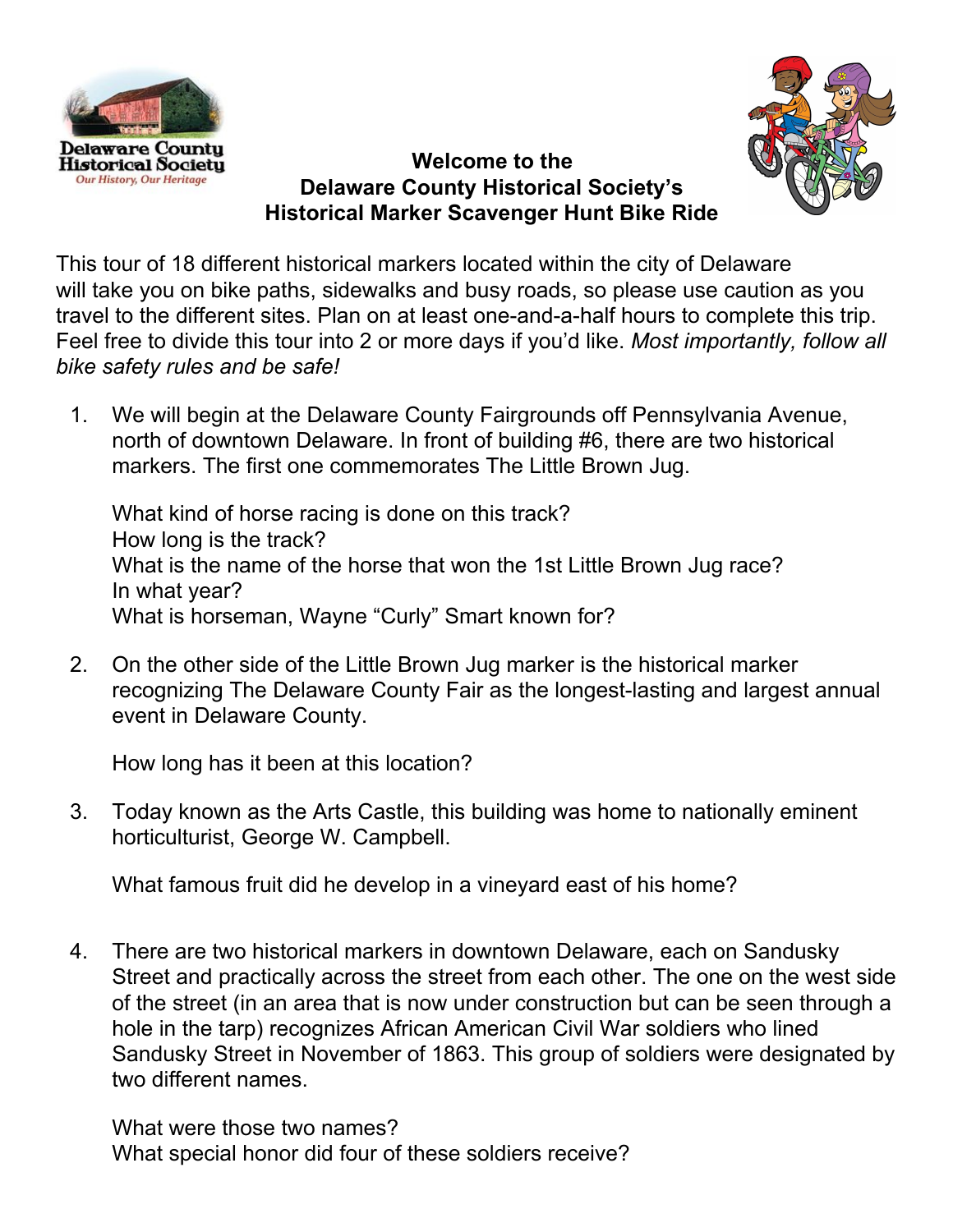Delaware County Historical Society

*Our History, Our Heritage*

**Welcome to the**
**Delaware County Historical Society's**
**Historical Marker Scavenger Hunt Bike Ride**

This tour of 18 different historical markers located within the city of Delaware will take you on bike paths, sidewalks and busy roads, so please use caution as you travel to the different sites. Plan on at least one-and-a-half hours to complete this trip. Feel free to divide this tour into 2 or more days if you'd like. *Most importantly, follow all bike safety rules and be safe!*

1. We will begin at the Delaware County Fairgrounds off Pennsylvania Avenue, north of downtown Delaware. In front of building #6, there are two historical markers. The first one commemorates The Little Brown Jug.

   What kind of horse racing is done on this track?
   How long is the track?
   What is the name of the horse that won the 1st Little Brown Jug race?
   In what year?
   What is horseman, Wayne "Curly" Smart known for?

2. On the other side of the Little Brown Jug marker is the historical marker recognizing The Delaware County Fair as the longest-lasting and largest annual event in Delaware County.

   How long has it been at this location?

3. Today known as the Arts Castle, this building was home to nationally eminent horticulturist, George W. Campbell.

   What famous fruit did he develop in a vineyard east of his home?

4. There are two historical markers in downtown Delaware, each on Sandusky Street and practically across the street from each other. The one on the west side of the street (in an area that is now under construction but can be seen through a hole in the tarp) recognizes African American Civil War soldiers who lined Sandusky Street in November of 1863. This group of soldiers were designated by two different names.

   What were those two names?
   What special honor did four of these soldiers receive?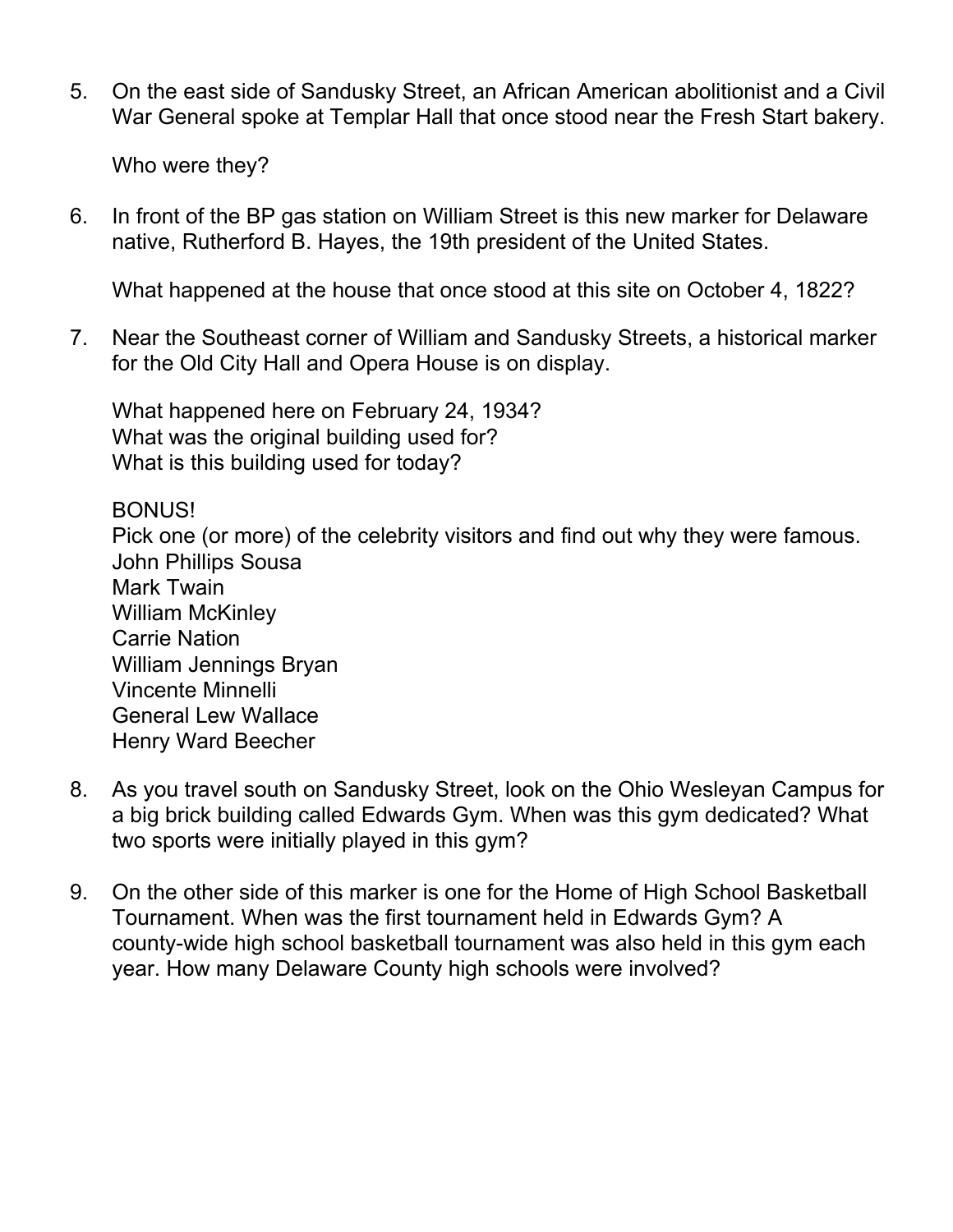5. On the east side of Sandusky Street, an African American abolitionist and a Civil War General spoke at Templar Hall that once stood near the Fresh Start bakery.

   Who were they?

6. In front of the BP gas station on William Street is this new marker for Delaware native, Rutherford B. Hayes, the 19th president of the United States.

   What happened at the house that once stood at this site on October 4, 1822?

7. Near the Southeast corner of William and Sandusky Streets, a historical marker for the Old City Hall and Opera House is on display.

   What happened here on February 24, 1934?
   What was the original building used for?
   What is this building used for today?

   BONUS!
   Pick one (or more) of the celebrity visitors and find out why they were famous.
   John Phillips Sousa
   Mark Twain
   William McKinley
   Carrie Nation
   William Jennings Bryan
   Vincente Minnelli
   General Lew Wallace
   Henry Ward Beecher

8. As you travel south on Sandusky Street, look on the Ohio Wesleyan Campus for a big brick building called Edwards Gym. When was this gym dedicated? What two sports were initially played in this gym?

9. On the other side of this marker is one for the Home of High School Basketball Tournament. When was the first tournament held in Edwards Gym? A county-wide high school basketball tournament was also held in this gym each year. How many Delaware County high schools were involved?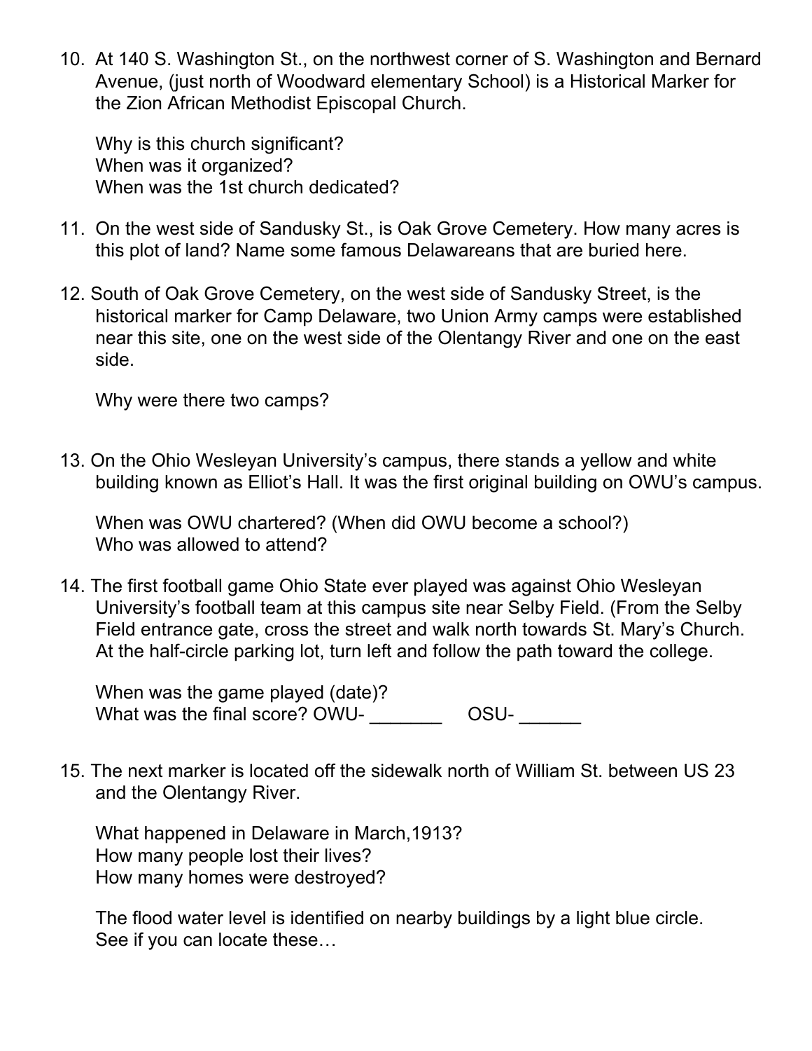10. At 140 S. Washington St., on the northwest corner of S. Washington and Bernard Avenue, (just north of Woodward elementary School) is a Historical Marker for the Zion African Methodist Episcopal Church.

    Why is this church significant?
    When was it organized?
    When was the 1st church dedicated?

11. On the west side of Sandusky St., is Oak Grove Cemetery. How many acres is this plot of land? Name some famous Delawareans that are buried here.

12. South of Oak Grove Cemetery, on the west side of Sandusky Street, is the historical marker for Camp Delaware, two Union Army camps were established near this site, one on the west side of the Olentangy River and one on the east side.

    Why were there two camps?

13. On the Ohio Wesleyan University's campus, there stands a yellow and white building known as Elliot's Hall. It was the first original building on OWU's campus.

    When was OWU chartered? (When did OWU become a school?)
    Who was allowed to attend?

14. The first football game Ohio State ever played was against Ohio Wesleyan University's football team at this campus site near Selby Field. (From the Selby Field entrance gate, cross the street and walk north towards St. Mary's Church. At the half-circle parking lot, turn left and follow the path toward the college.

    When was the game played (date)?
    What was the final score? OWU- _______ OSU- ______

15. The next marker is located off the sidewalk north of William St. between US 23 and the Olentangy River.

    What happened in Delaware in March,1913?
    How many people lost their lives?
    How many homes were destroyed?

    The flood water level is identified on nearby buildings by a light blue circle. See if you can locate these…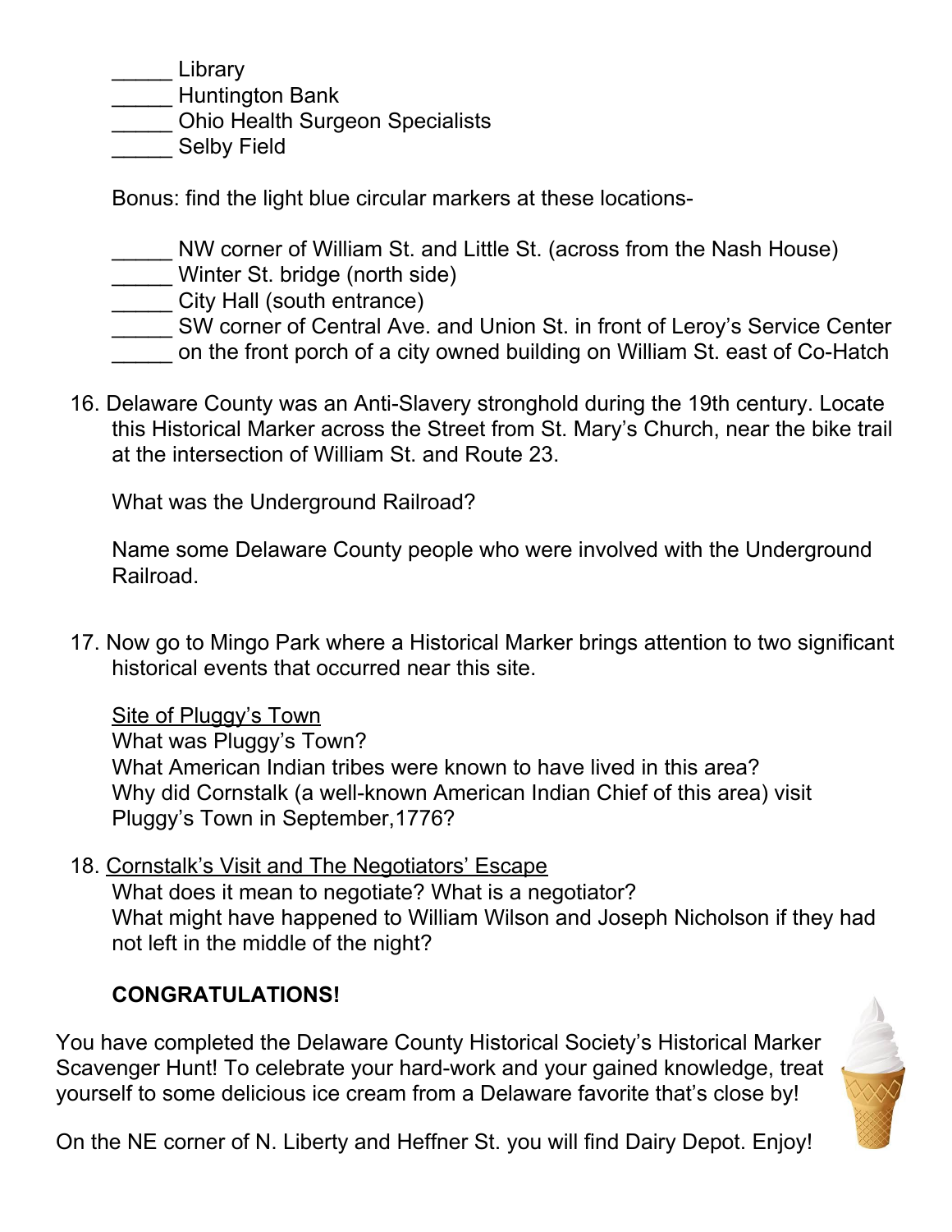_____ Library
_____ Huntington Bank
_____ Ohio Health Surgeon Specialists
_____ Selby Field

Bonus: find the light blue circular markers at these locations-

_____ NW corner of William St. and Little St. (across from the Nash House)
_____ Winter St. bridge (north side)
_____ City Hall (south entrance)
_____ SW corner of Central Ave. and Union St. in front of Leroy's Service Center
_____ on the front porch of a city owned building on William St. east of Co-Hatch

16. Delaware County was an Anti-Slavery stronghold during the 19th century. Locate this Historical Marker across the Street from St. Mary's Church, near the bike trail at the intersection of William St. and Route 23.

    What was the Underground Railroad?

    Name some Delaware County people who were involved with the Underground Railroad.

17. Now go to Mingo Park where a Historical Marker brings attention to two significant historical events that occurred near this site.

    <u>Site of Pluggy's Town</u>
    What was Pluggy's Town?
    What American Indian tribes were known to have lived in this area?
    Why did Cornstalk (a well-known American Indian Chief of this area) visit Pluggy's Town in September,1776?

18. <u>Cornstalk's Visit and The Negotiators' Escape</u>
    What does it mean to negotiate? What is a negotiator?
    What might have happened to William Wilson and Joseph Nicholson if they had not left in the middle of the night?

**CONGRATULATIONS!**

You have completed the Delaware County Historical Society's Historical Marker Scavenger Hunt! To celebrate your hard-work and your gained knowledge, treat yourself to some delicious ice cream from a Delaware favorite that's close by!

On the NE corner of N. Liberty and Heffner St. you will find Dairy Depot. Enjoy!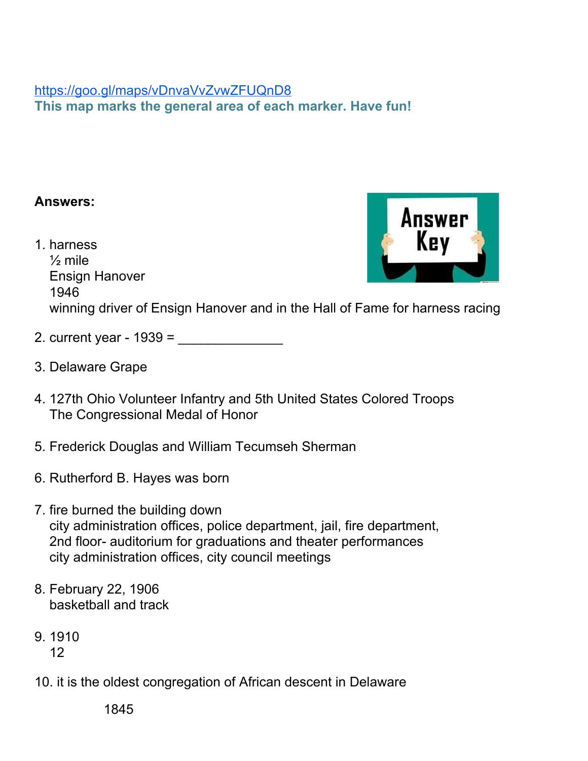https://goo.gl/maps/vDnvaVvZvwZFUQnD8

**This map marks the general area of each marker. Have fun!**

**Answers:**

1. harness
   ½ mile
   Ensign Hanover
   1946
   winning driver of Ensign Hanover and in the Hall of Fame for harness racing

2. current year - 1939 = ______________

3. Delaware Grape

4. 127th Ohio Volunteer Infantry and 5th United States Colored Troops
   The Congressional Medal of Honor

5. Frederick Douglas and William Tecumseh Sherman

6. Rutherford B. Hayes was born

7. fire burned the building down
   city administration offices, police department, jail, fire department,
   2nd floor- auditorium for graduations and theater performances
   city administration offices, city council meetings

8. February 22, 1906
   basketball and track

9. 1910
   12

10. it is the oldest congregation of African descent in Delaware

    1845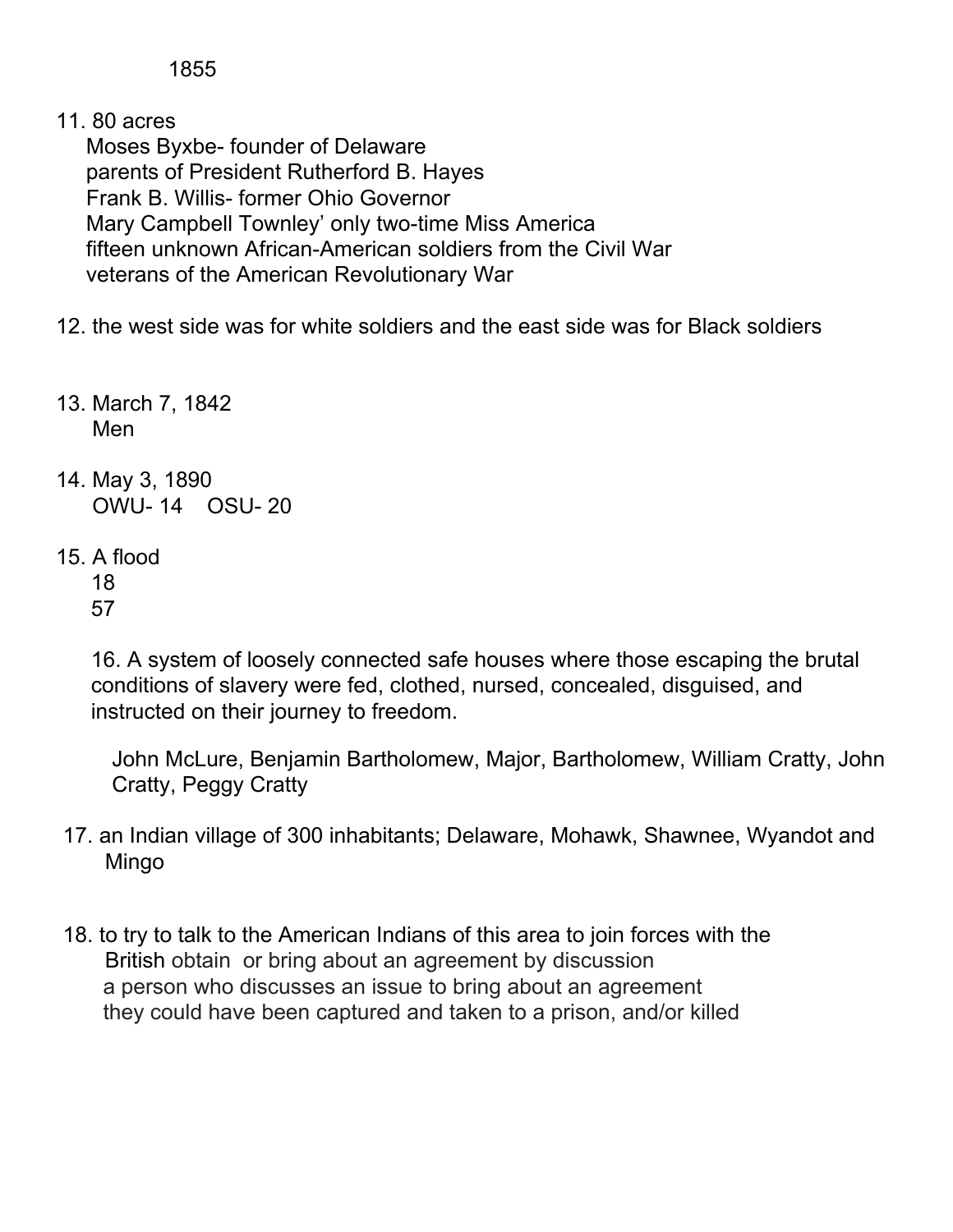1855

11. 80 acres
    Moses Byxbe- founder of Delaware
    parents of President Rutherford B. Hayes
    Frank B. Willis- former Ohio Governor
    Mary Campbell Townley' only two-time Miss America
    fifteen unknown African-American soldiers from the Civil War
    veterans of the American Revolutionary War

12. the west side was for white soldiers and the east side was for Black soldiers

13. March 7, 1842
    Men

14. May 3, 1890
    OWU- 14 OSU- 20

15. A flood
    18
    57

16. A system of loosely connected safe houses where those escaping the brutal conditions of slavery were fed, clothed, nursed, concealed, disguised, and instructed on their journey to freedom.

    John McLure, Benjamin Bartholomew, Major, Bartholomew, William Cratty, John Cratty, Peggy Cratty

17. an Indian village of 300 inhabitants; Delaware, Mohawk, Shawnee, Wyandot and Mingo

18. to try to talk to the American Indians of this area to join forces with the British obtain or bring about an agreement by discussion
    a person who discusses an issue to bring about an agreement
    they could have been captured and taken to a prison, and/or killed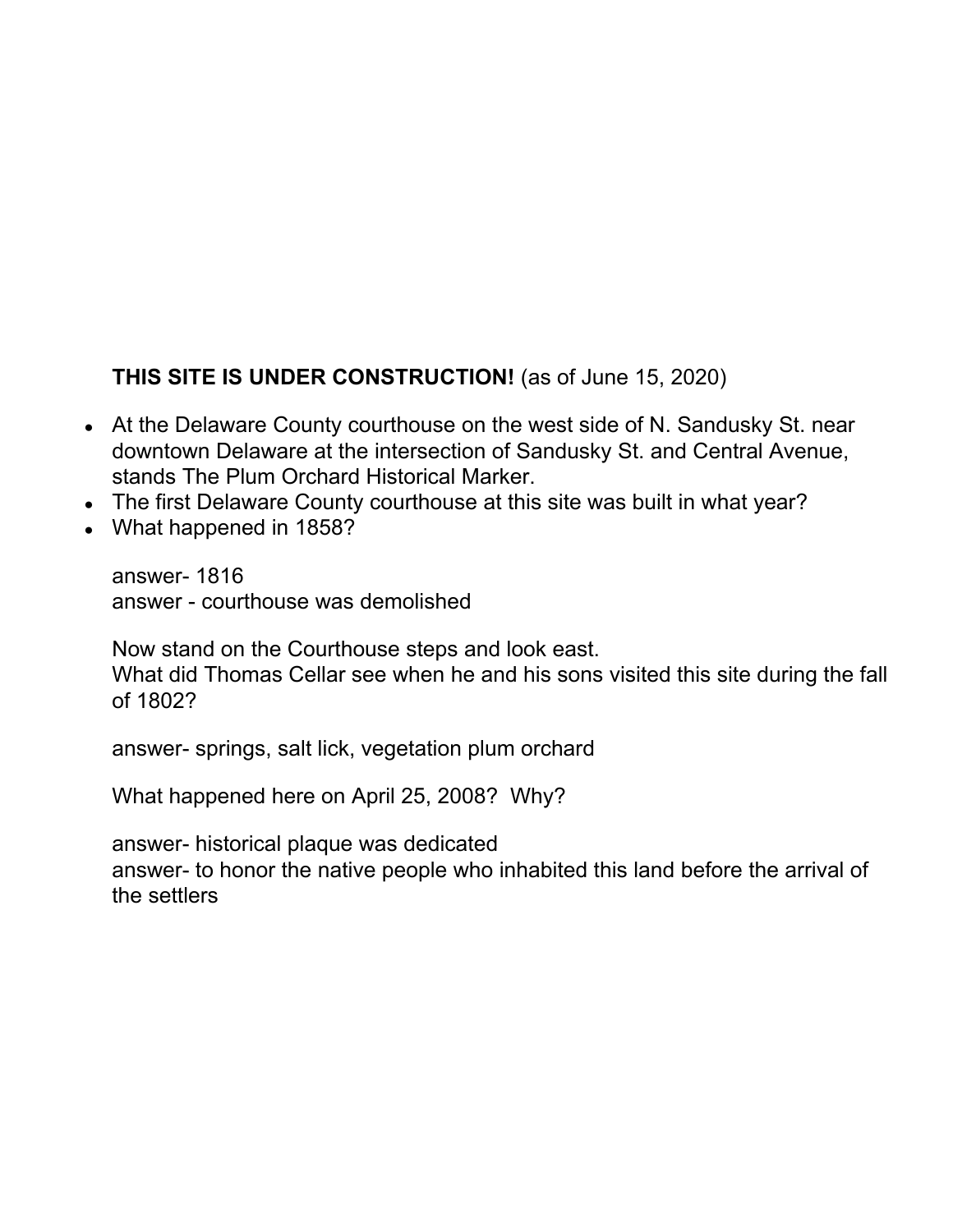**THIS SITE IS UNDER CONSTRUCTION!** (as of June 15, 2020)

- At the Delaware County courthouse on the west side of N. Sandusky St. near downtown Delaware at the intersection of Sandusky St. and Central Avenue, stands The Plum Orchard Historical Marker.
- The first Delaware County courthouse at this site was built in what year?
- What happened in 1858?

answer- 1816
answer - courthouse was demolished

Now stand on the Courthouse steps and look east.
What did Thomas Cellar see when he and his sons visited this site during the fall of 1802?

answer- springs, salt lick, vegetation plum orchard

What happened here on April 25, 2008? Why?

answer- historical plaque was dedicated
answer- to honor the native people who inhabited this land before the arrival of the settlers